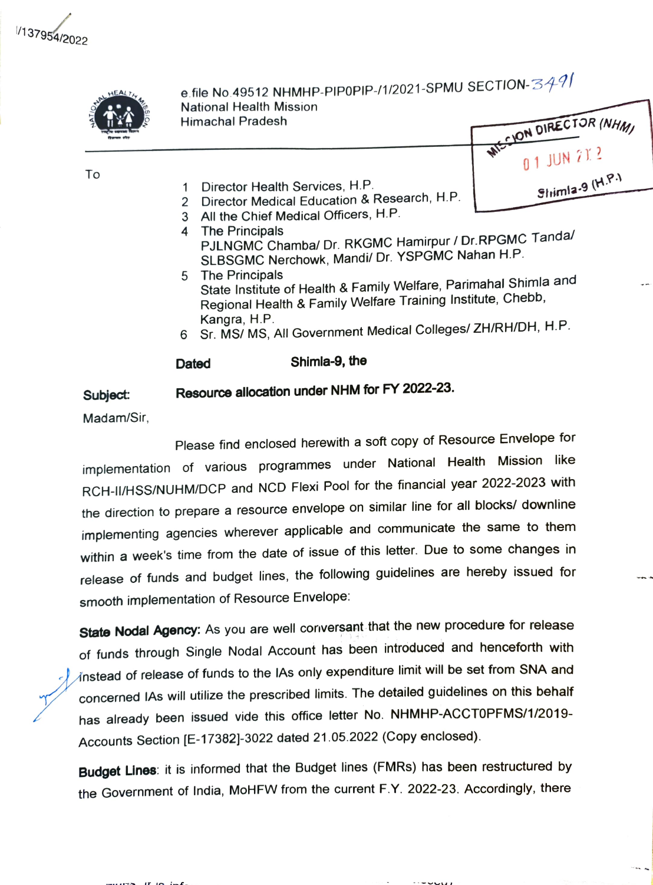I/137954/2022

e.file No.49512 NHMHP-PIPOPIP-/1/2021-SPMU SECTION-3491
National Health Mission
Himachal Pradesh

MISSION DIRECTOR (NHM)
01 JUN 2022
Shimla-9 (H.P.)

To

1. Director Health Services, H.P.
2. Director Medical Education & Research, H.P.
3. All the Chief Medical Officers, H.P.
4. The Principals
   PJLNGMC Chamba/ Dr. RKGMC Hamirpur / Dr.RPGMC Tanda/ SLBSGMC Nerchowk, Mandi/ Dr. YSPGMC Nahan H.P.
5. The Principals
   State Institute of Health & Family Welfare, Parimahal Shimla and Regional Health & Family Welfare Training Institute, Chebb, Kangra, H.P.
6. Sr. MS/ MS, All Government Medical Colleges/ ZH/RH/DH, H.P.

**Dated** **Shimla-9, the**

**Subject:** **Resource allocation under NHM for FY 2022-23.**

Madam/Sir,

Please find enclosed herewith a soft copy of Resource Envelope for implementation of various programmes under National Health Mission like RCH-II/HSS/NUHM/DCP and NCD Flexi Pool for the financial year 2022-2023 with the direction to prepare a resource envelope on similar line for all blocks/ downline implementing agencies wherever applicable and communicate the same to them within a week's time from the date of issue of this letter. Due to some changes in release of funds and budget lines, the following guidelines are hereby issued for smooth implementation of Resource Envelope:

**State Nodal Agency:** As you are well conversant that the new procedure for release of funds through Single Nodal Account has been introduced and henceforth with instead of release of funds to the IAs only expenditure limit will be set from SNA and concerned IAs will utilize the prescribed limits. The detailed guidelines on this behalf has already been issued vide this office letter No. NHMHP-ACCTOPFMS/1/2019-Accounts Section [E-17382]-3022 dated 21.05.2022 (Copy enclosed).

**Budget Lines**: it is informed that the Budget lines (FMRs) has been restructured by the Government of India, MoHFW from the current F.Y. 2022-23. Accordingly, there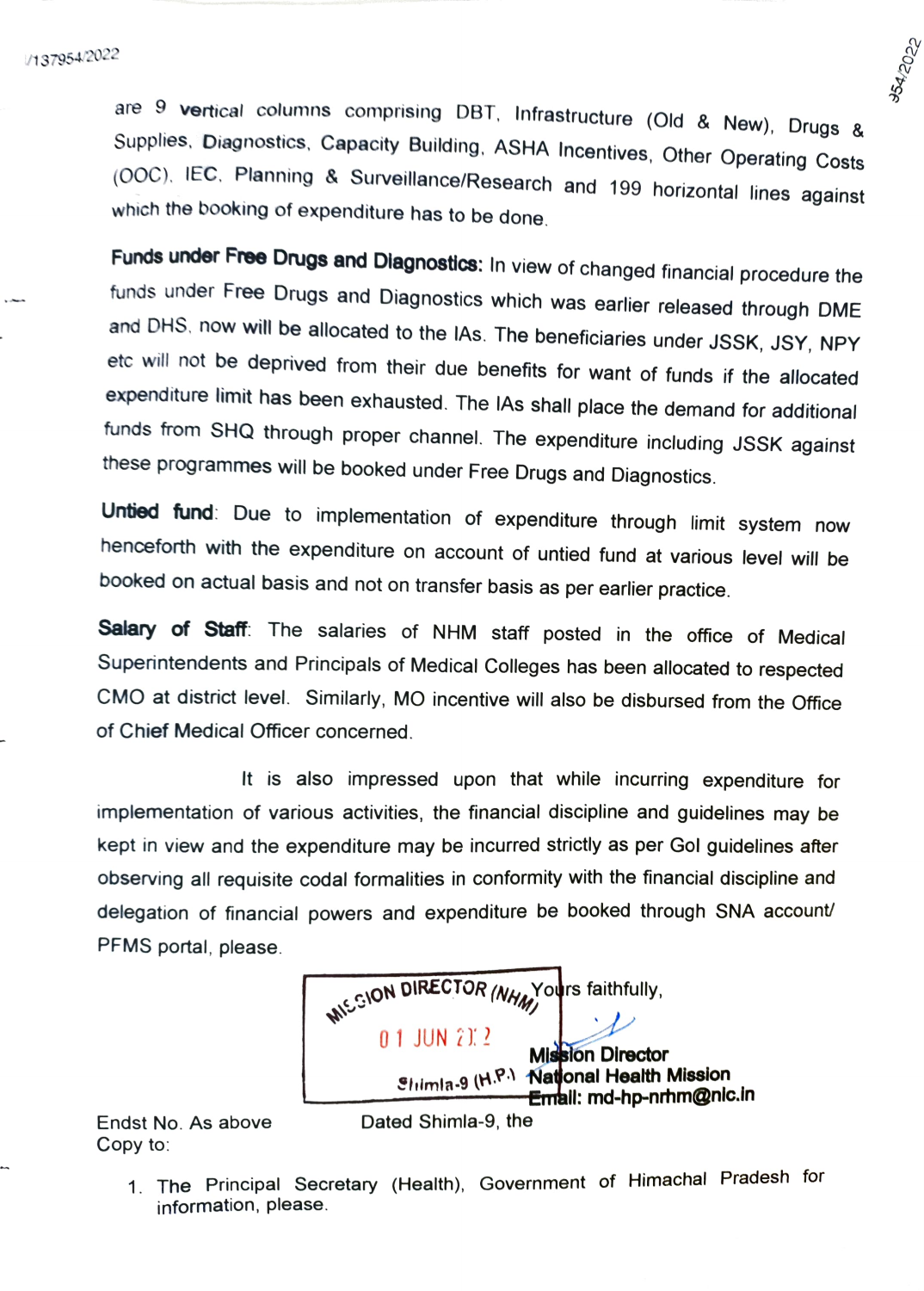are 9 **vertical** columns comprising DBT, Infrastructure (Old & New), Drugs & Supplies, Diagnostics, Capacity Building, ASHA Incentives, Other Operating Costs (OOC), IEC, Planning & Surveillance/Research and 199 horizontal lines against which the booking of expenditure has to be done.

**Funds under Free Drugs and Diagnostics:** In view of changed financial procedure the funds under Free Drugs and Diagnostics which was earlier released through DME and DHS, now will be allocated to the IAs. The beneficiaries under JSSK, JSY, NPY etc will not be deprived from their due benefits for want of funds if the allocated expenditure limit has been exhausted. The IAs shall place the demand for additional funds from SHQ through proper channel. The expenditure including JSSK against these programmes will be booked under Free Drugs and Diagnostics.

**Untied fund**: Due to implementation of expenditure through limit system now henceforth with the expenditure on account of untied fund at various level will be booked on actual basis and not on transfer basis as per earlier practice.

**Salary of Staff**: The salaries of NHM staff posted in the office of Medical Superintendents and Principals of Medical Colleges has been allocated to respected CMO at district level. Similarly, MO incentive will also be disbursed from the Office of Chief Medical Officer concerned.

It is also impressed upon that while incurring expenditure for implementation of various activities, the financial discipline and guidelines may be kept in view and the expenditure may be incurred strictly as per GoI guidelines after observing all requisite codal formalities in conformity with the financial discipline and delegation of financial powers and expenditure be booked through SNA account/ PFMS portal, please.

MISSION DIRECTOR (NHM)
01 JUN 2022
Shimla-9 (H.P.)

Yours faithfully,

**Mission Director**
**National Health Mission**
**Email: md-hp-nrhm@nic.in**

Endst No. As above
Copy to:

Dated Shimla-9, the

1. The Principal Secretary (Health), Government of Himachal Pradesh for information, please.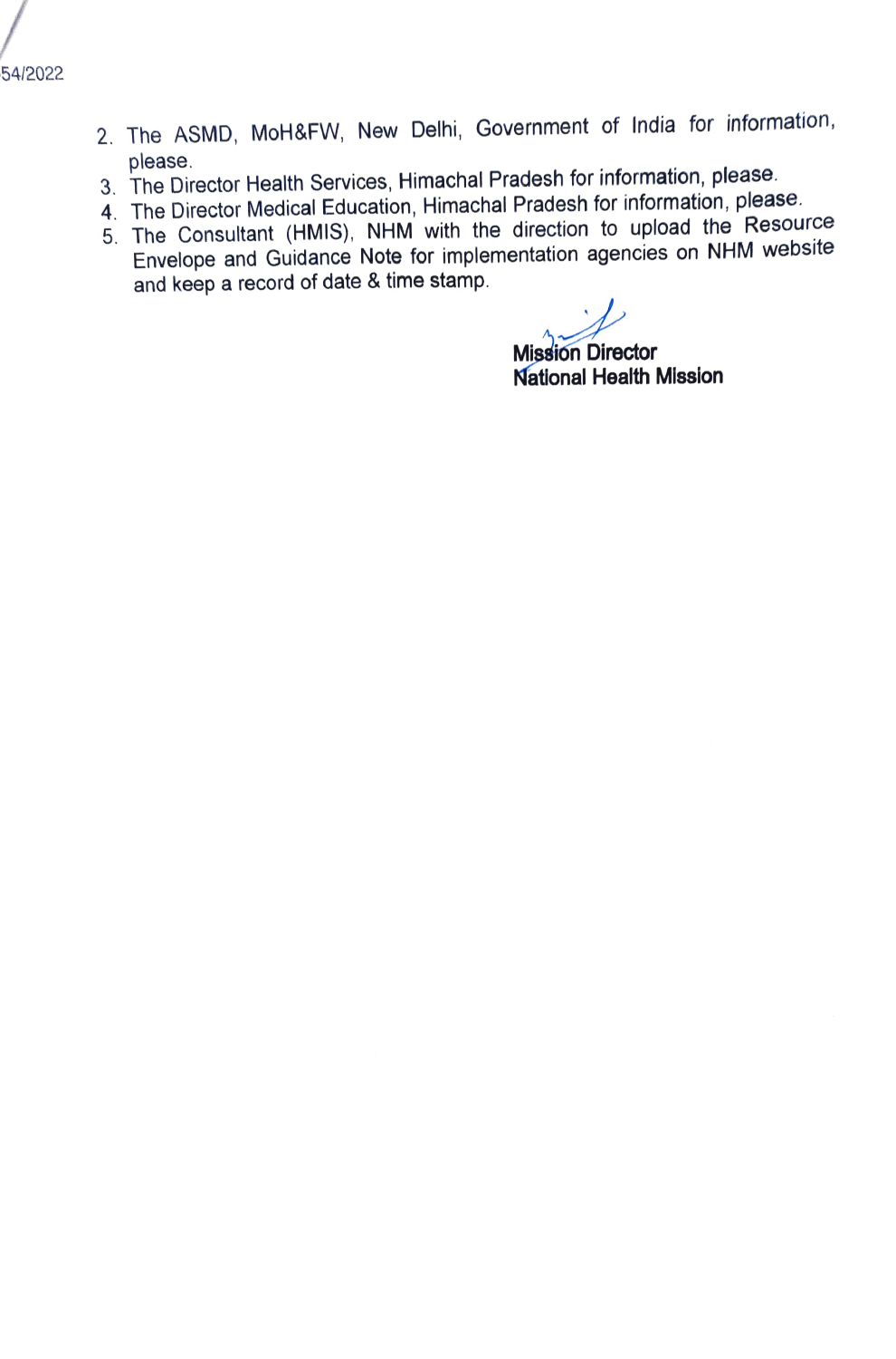54/2022

2. The ASMD, MoH&FW, New Delhi, Government of India for information, please.
3. The Director Health Services, Himachal Pradesh for information, please.
4. The Director Medical Education, Himachal Pradesh for information, please.
5. The Consultant (HMIS), NHM with the direction to upload the Resource Envelope and Guidance Note for implementation agencies on NHM website and keep a record of date & time stamp.

**Mission Director**
**National Health Mission**